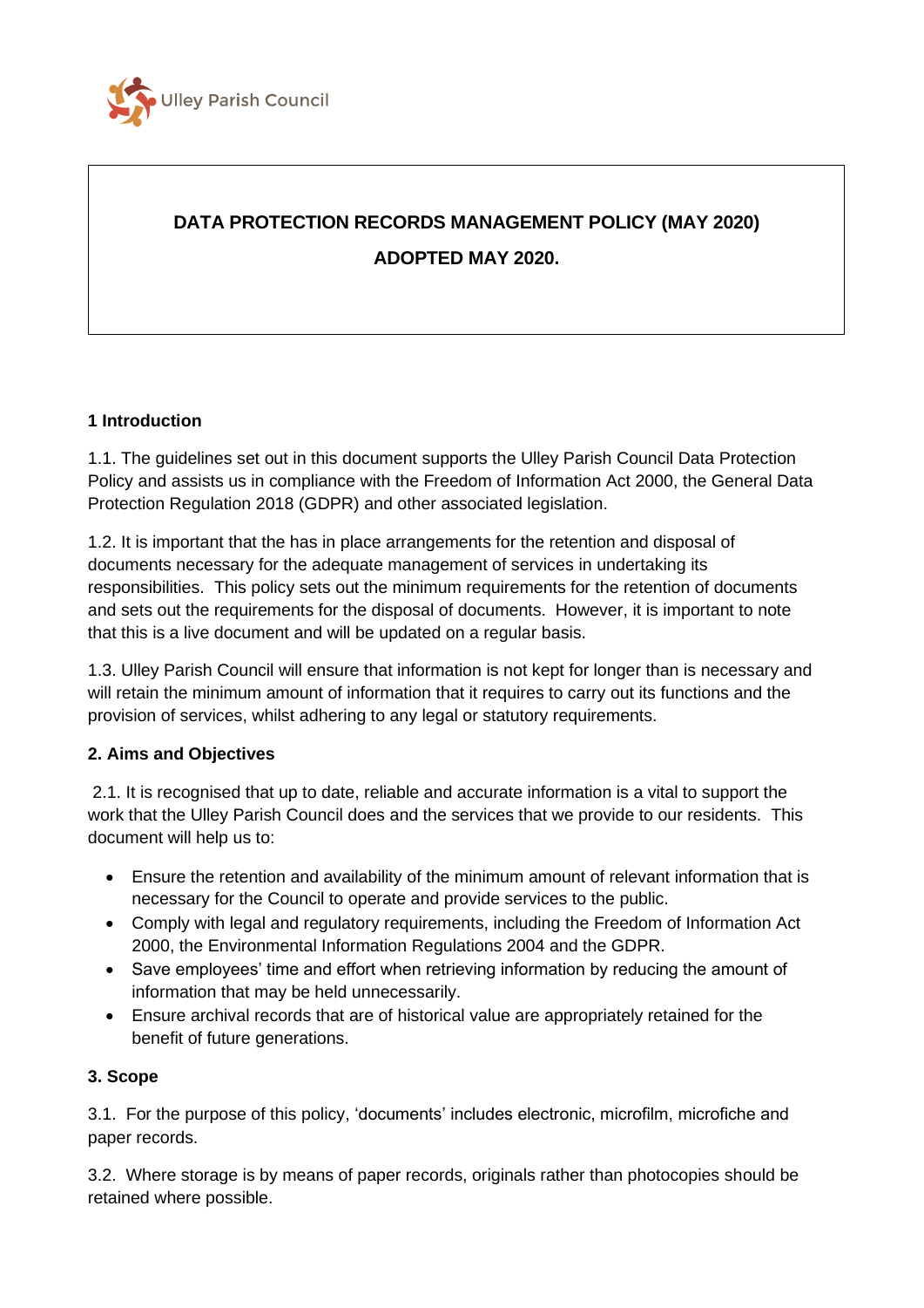Ulley Parish Council

# DATA PROTECTION RECORDS MANAGEMENT POLICY (MAY 2020)

**ADOPTED MAY 2020.**

## 1 Introduction

1.1. The guidelines set out in this document supports the Ulley Parish Council Data Protection Policy and assists us in compliance with the Freedom of Information Act 2000, the General Data Protection Regulation 2018 (GDPR) and other associated legislation.

1.2. It is important that the has in place arrangements for the retention and disposal of documents necessary for the adequate management of services in undertaking its responsibilities. This policy sets out the minimum requirements for the retention of documents and sets out the requirements for the disposal of documents. However, it is important to note that this is a live document and will be updated on a regular basis.

1.3. Ulley Parish Council will ensure that information is not kept for longer than is necessary and will retain the minimum amount of information that it requires to carry out its functions and the provision of services, whilst adhering to any legal or statutory requirements.

## 2. Aims and Objectives

2.1. It is recognised that up to date, reliable and accurate information is a vital to support the work that the Ulley Parish Council does and the services that we provide to our residents. This document will help us to:

- Ensure the retention and availability of the minimum amount of relevant information that is necessary for the Council to operate and provide services to the public.
- Comply with legal and regulatory requirements, including the Freedom of Information Act 2000, the Environmental Information Regulations 2004 and the GDPR.
- Save employees' time and effort when retrieving information by reducing the amount of information that may be held unnecessarily.
- Ensure archival records that are of historical value are appropriately retained for the benefit of future generations.

## 3. Scope

3.1. For the purpose of this policy, 'documents' includes electronic, microfilm, microfiche and paper records.

3.2. Where storage is by means of paper records, originals rather than photocopies should be retained where possible.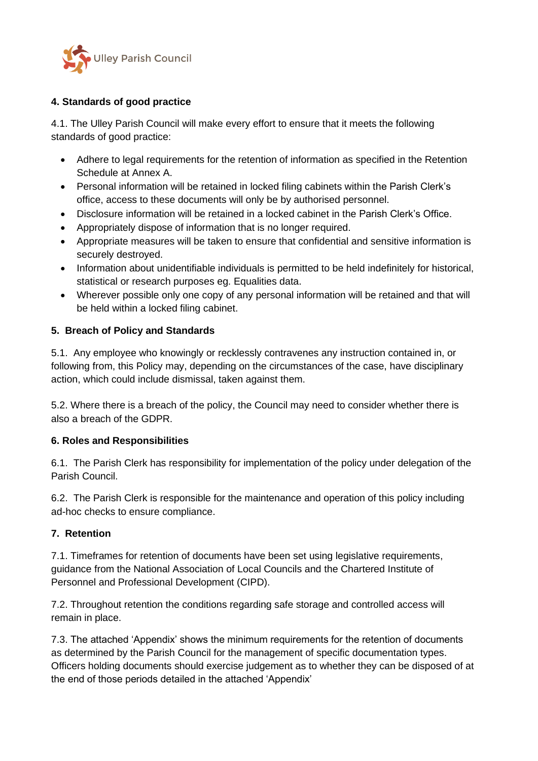#### 4. Standards of good practice

4.1. The Ulley Parish Council will make every effort to ensure that it meets the following standards of good practice:

- Adhere to legal requirements for the retention of information as specified in the Retention Schedule at Annex A.
- Personal information will be retained in locked filing cabinets within the Parish Clerk's office, access to these documents will only be by authorised personnel.
- Disclosure information will be retained in a locked cabinet in the Parish Clerk's Office.
- Appropriately dispose of information that is no longer required.
- Appropriate measures will be taken to ensure that confidential and sensitive information is securely destroyed.
- Information about unidentifiable individuals is permitted to be held indefinitely for historical, statistical or research purposes eg. Equalities data.
- Wherever possible only one copy of any personal information will be retained and that will be held within a locked filing cabinet.

#### 5. Breach of Policy and Standards

5.1. Any employee who knowingly or recklessly contravenes any instruction contained in, or following from, this Policy may, depending on the circumstances of the case, have disciplinary action, which could include dismissal, taken against them.

5.2. Where there is a breach of the policy, the Council may need to consider whether there is also a breach of the GDPR.

#### 6. Roles and Responsibilities

6.1. The Parish Clerk has responsibility for implementation of the policy under delegation of the Parish Council.

6.2. The Parish Clerk is responsible for the maintenance and operation of this policy including ad-hoc checks to ensure compliance.

#### 7. Retention

7.1. Timeframes for retention of documents have been set using legislative requirements, guidance from the National Association of Local Councils and the Chartered Institute of Personnel and Professional Development (CIPD).

7.2. Throughout retention the conditions regarding safe storage and controlled access will remain in place.

7.3. The attached 'Appendix' shows the minimum requirements for the retention of documents as determined by the Parish Council for the management of specific documentation types. Officers holding documents should exercise judgement as to whether they can be disposed of at the end of those periods detailed in the attached 'Appendix'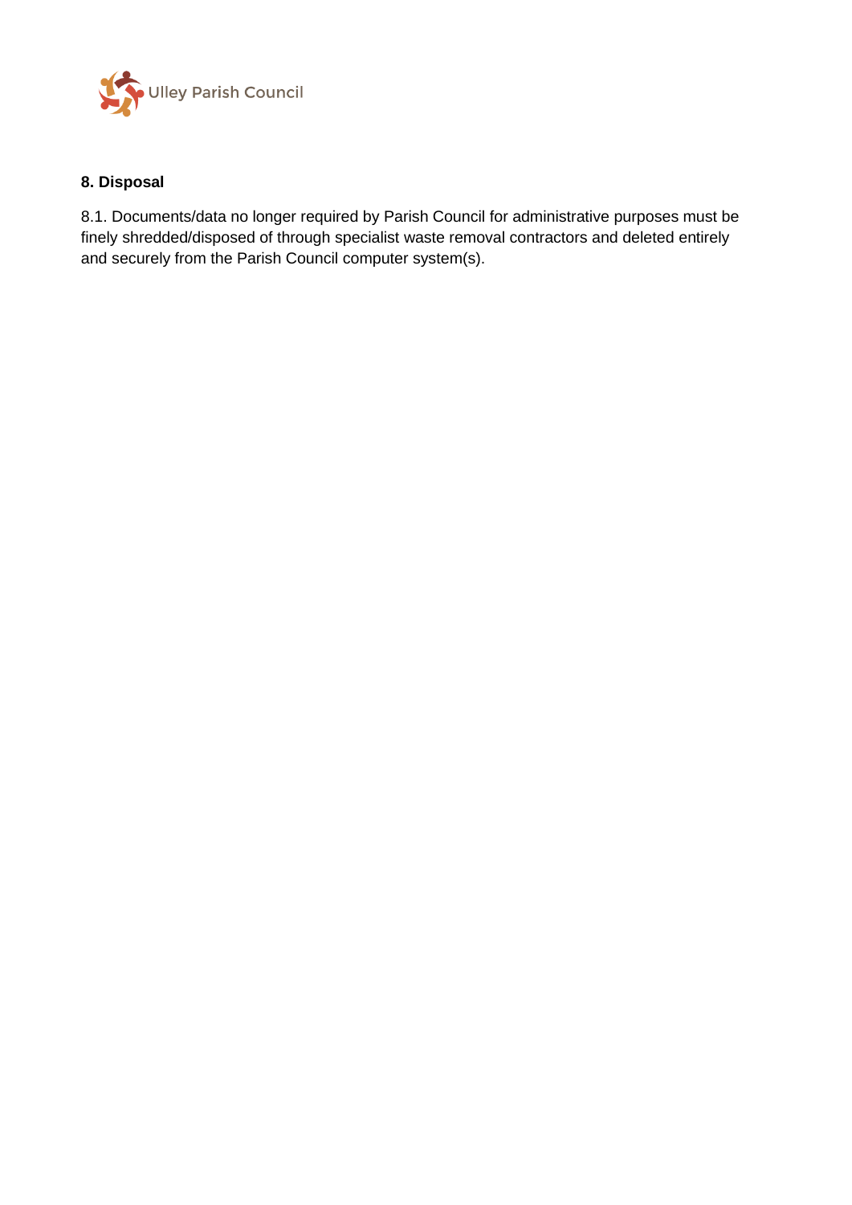## 8. Disposal

8.1. Documents/data no longer required by Parish Council for administrative purposes must be finely shredded/disposed of through specialist waste removal contractors and deleted entirely and securely from the Parish Council computer system(s).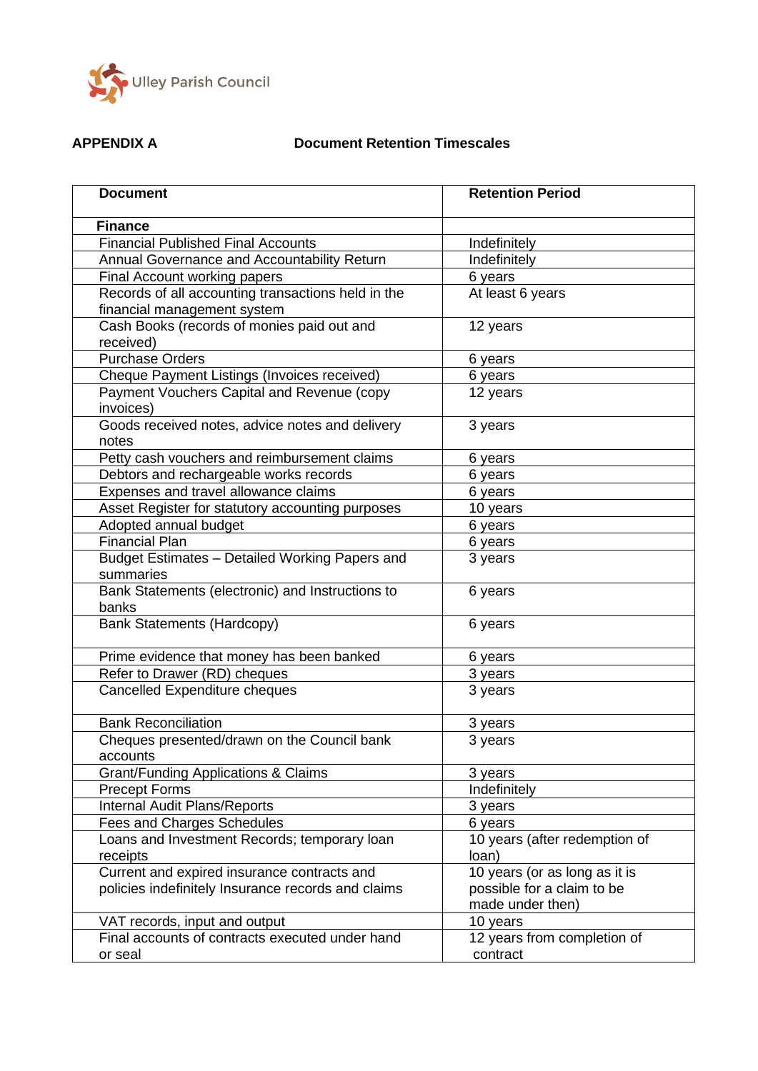Ulley Parish Council

**APPENDIX A** **Document Retention Timescales**

| Document | Retention Period |
|---|---|
| **Finance** | |
| Financial Published Final Accounts | Indefinitely |
| Annual Governance and Accountability Return | Indefinitely |
| Final Account working papers | 6 years |
| Records of all accounting transactions held in the financial management system | At least 6 years |
| Cash Books (records of monies paid out and received) | 12 years |
| Purchase Orders | 6 years |
| Cheque Payment Listings (Invoices received) | 6 years |
| Payment Vouchers Capital and Revenue (copy invoices) | 12 years |
| Goods received notes, advice notes and delivery notes | 3 years |
| Petty cash vouchers and reimbursement claims | 6 years |
| Debtors and rechargeable works records | 6 years |
| Expenses and travel allowance claims | 6 years |
| Asset Register for statutory accounting purposes | 10 years |
| Adopted annual budget | 6 years |
| Financial Plan | 6 years |
| Budget Estimates – Detailed Working Papers and summaries | 3 years |
| Bank Statements (electronic) and Instructions to banks | 6 years |
| Bank Statements (Hardcopy) | 6 years |
| Prime evidence that money has been banked | 6 years |
| Refer to Drawer (RD) cheques | 3 years |
| Cancelled Expenditure cheques | 3 years |
| Bank Reconciliation | 3 years |
| Cheques presented/drawn on the Council bank accounts | 3 years |
| Grant/Funding Applications & Claims | 3 years |
| Precept Forms | Indefinitely |
| Internal Audit Plans/Reports | 3 years |
| Fees and Charges Schedules | 6 years |
| Loans and Investment Records; temporary loan receipts | 10 years (after redemption of loan) |
| Current and expired insurance contracts and policies indefinitely Insurance records and claims | 10 years (or as long as it is possible for a claim to be made under then) |
| VAT records, input and output | 10 years |
| Final accounts of contracts executed under hand or seal | 12 years from completion of contract |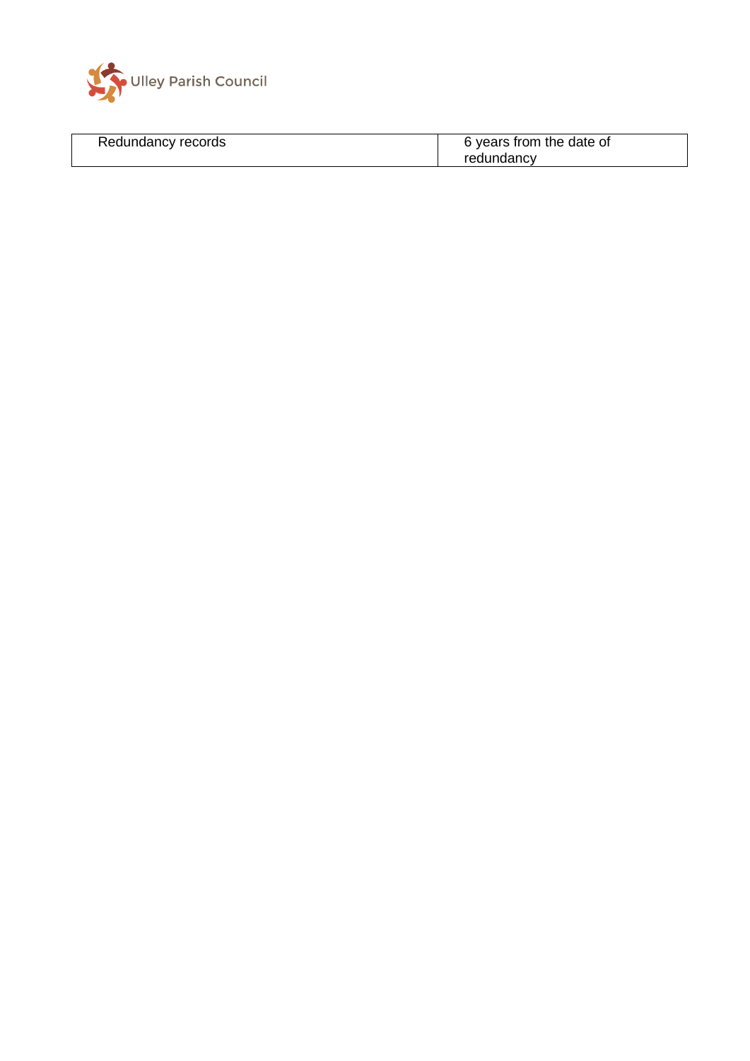| Redundancy records | 6 years from the date of redundancy |
| --- | --- |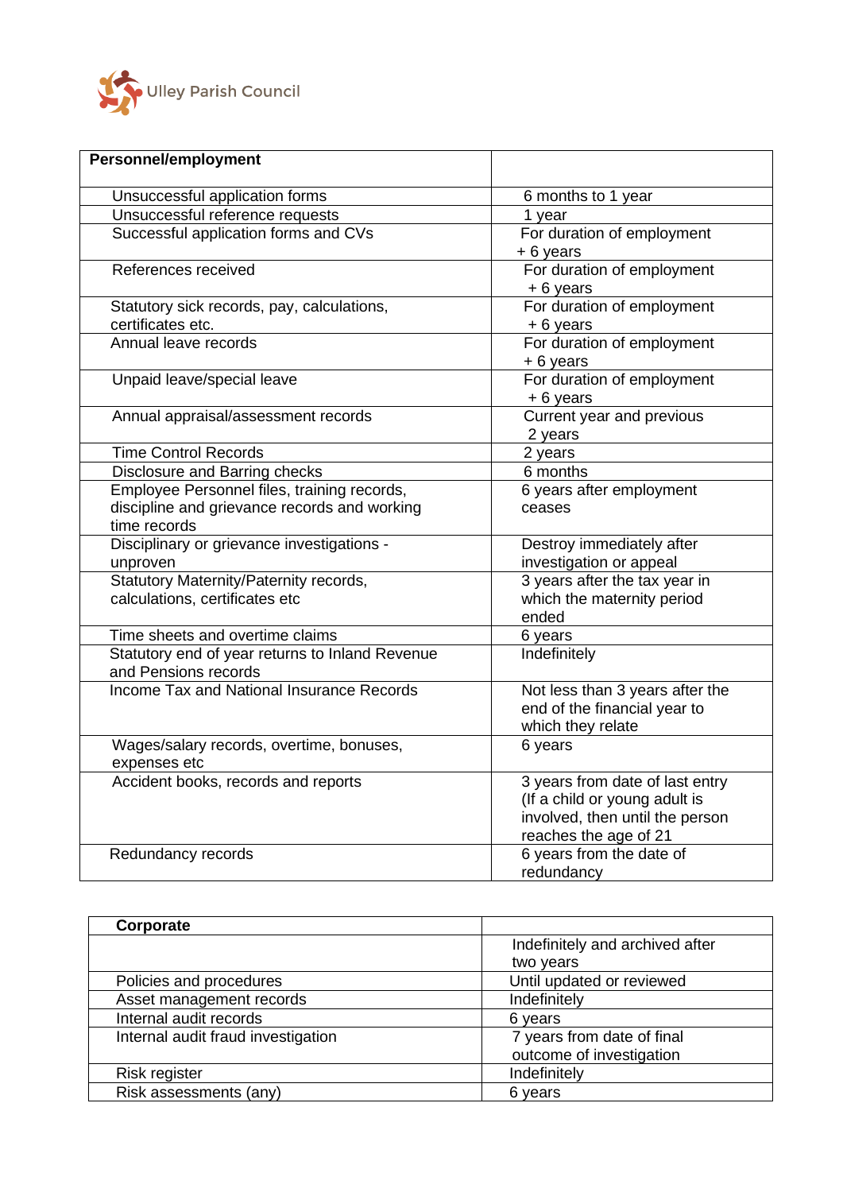| Personnel/employment | |
|---|---|
| Unsuccessful application forms | 6 months to 1 year |
| Unsuccessful reference requests | 1 year |
| Successful application forms and CVs | For duration of employment + 6 years |
| References received | For duration of employment + 6 years |
| Statutory sick records, pay, calculations, certificates etc. | For duration of employment + 6 years |
| Annual leave records | For duration of employment + 6 years |
| Unpaid leave/special leave | For duration of employment + 6 years |
| Annual appraisal/assessment records | Current year and previous 2 years |
| Time Control Records | 2 years |
| Disclosure and Barring checks | 6 months |
| Employee Personnel files, training records, discipline and grievance records and working time records | 6 years after employment ceases |
| Disciplinary or grievance investigations - unproven | Destroy immediately after investigation or appeal |
| Statutory Maternity/Paternity records, calculations, certificates etc | 3 years after the tax year in which the maternity period ended |
| Time sheets and overtime claims | 6 years |
| Statutory end of year returns to Inland Revenue and Pensions records | Indefinitely |
| Income Tax and National Insurance Records | Not less than 3 years after the end of the financial year to which they relate |
| Wages/salary records, overtime, bonuses, expenses etc | 6 years |
| Accident books, records and reports | 3 years from date of last entry (If a child or young adult is involved, then until the person reaches the age of 21 |
| Redundancy records | 6 years from the date of redundancy |

| Corporate | |
|---|---|
| | Indefinitely and archived after two years |
| Policies and procedures | Until updated or reviewed |
| Asset management records | Indefinitely |
| Internal audit records | 6 years |
| Internal audit fraud investigation | 7 years from date of final outcome of investigation |
| Risk register | Indefinitely |
| Risk assessments (any) | 6 years |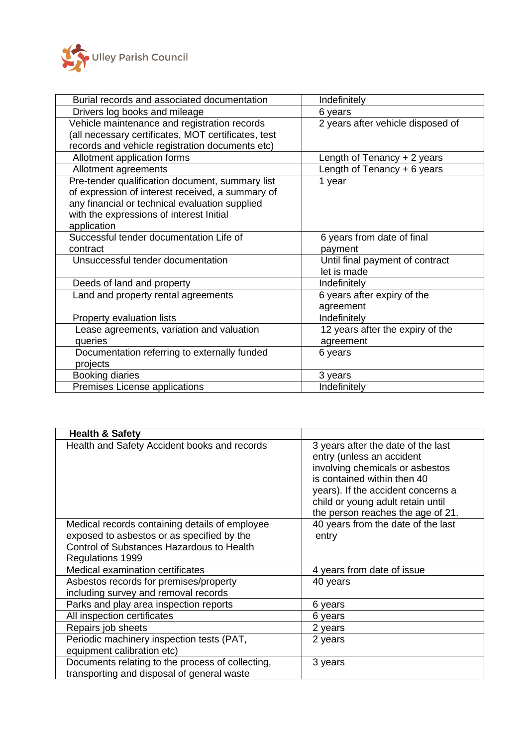| | |
|---|---|
| Burial records and associated documentation | Indefinitely |
| Drivers log books and mileage | 6 years |
| Vehicle maintenance and registration records (all necessary certificates, MOT certificates, test records and vehicle registration documents etc) | 2 years after vehicle disposed of |
| Allotment application forms | Length of Tenancy + 2 years |
| Allotment agreements | Length of Tenancy + 6 years |
| Pre-tender qualification document, summary list of expression of interest received, a summary of any financial or technical evaluation supplied with the expressions of interest Initial application | 1 year |
| Successful tender documentation Life of contract | 6 years from date of final payment |
| Unsuccessful tender documentation | Until final payment of contract let is made |
| Deeds of land and property | Indefinitely |
| Land and property rental agreements | 6 years after expiry of the agreement |
| Property evaluation lists | Indefinitely |
| Lease agreements, variation and valuation queries | 12 years after the expiry of the agreement |
| Documentation referring to externally funded projects | 6 years |
| Booking diaries | 3 years |
| Premises License applications | Indefinitely |

| **Health & Safety** | |
|---|---|
| Health and Safety Accident books and records | 3 years after the date of the last entry (unless an accident involving chemicals or asbestos is contained within then 40 years). If the accident concerns a child or young adult retain until the person reaches the age of 21. |
| Medical records containing details of employee exposed to asbestos or as specified by the Control of Substances Hazardous to Health Regulations 1999 | 40 years from the date of the last entry |
| Medical examination certificates | 4 years from date of issue |
| Asbestos records for premises/property including survey and removal records | 40 years |
| Parks and play area inspection reports | 6 years |
| All inspection certificates | 6 years |
| Repairs job sheets | 2 years |
| Periodic machinery inspection tests (PAT, equipment calibration etc) | 2 years |
| Documents relating to the process of collecting, transporting and disposal of general waste | 3 years |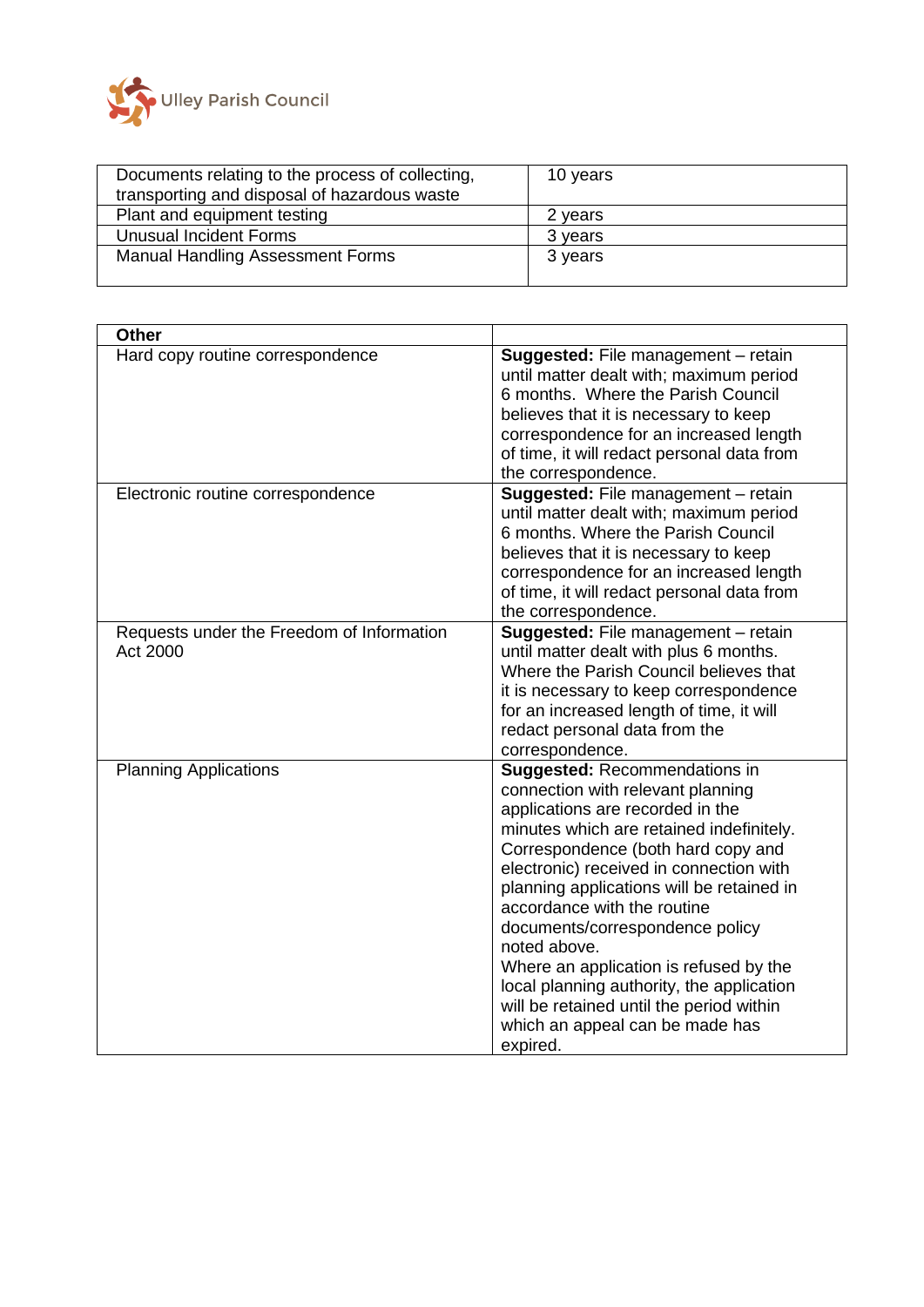| | |
|---|---|
| Documents relating to the process of collecting, transporting and disposal of hazardous waste | 10 years |
| Plant and equipment testing | 2 years |
| Unusual Incident Forms | 3 years |
| Manual Handling Assessment Forms | 3 years |

| **Other** | |
|---|---|
| Hard copy routine correspondence | **Suggested:** File management – retain until matter dealt with; maximum period 6 months. Where the Parish Council believes that it is necessary to keep correspondence for an increased length of time, it will redact personal data from the correspondence. |
| Electronic routine correspondence | **Suggested:** File management – retain until matter dealt with; maximum period 6 months. Where the Parish Council believes that it is necessary to keep correspondence for an increased length of time, it will redact personal data from the correspondence. |
| Requests under the Freedom of Information Act 2000 | **Suggested:** File management – retain until matter dealt with plus 6 months. Where the Parish Council believes that it is necessary to keep correspondence for an increased length of time, it will redact personal data from the correspondence. |
| Planning Applications | **Suggested:** Recommendations in connection with relevant planning applications are recorded in the minutes which are retained indefinitely. Correspondence (both hard copy and electronic) received in connection with planning applications will be retained in accordance with the routine documents/correspondence policy noted above. Where an application is refused by the local planning authority, the application will be retained until the period within which an appeal can be made has expired. |